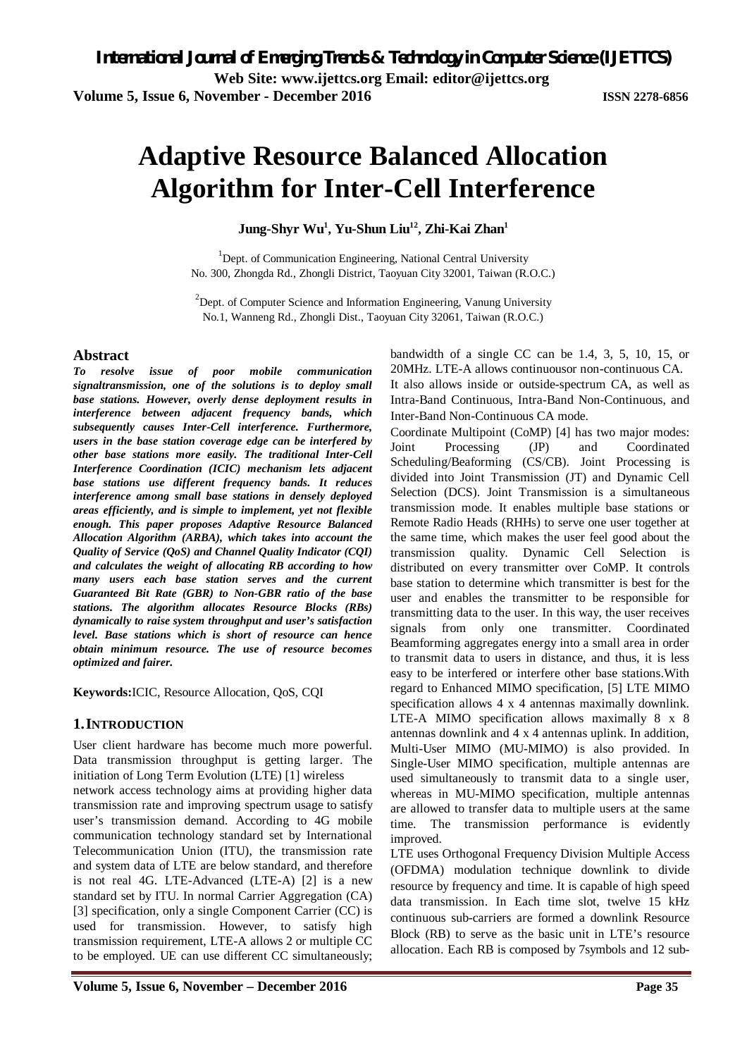# Adaptive Resource Balanced Allocation Algorithm for Inter-Cell Interference

**Jung-Shyr Wu[1], Yu-Shun Liu[12], Zhi-Kai Zhan[1]**

[1]Dept. of Communication Engineering, National Central University
No. 300, Zhongda Rd., Zhongli District, Taoyuan City 32001, Taiwan (R.O.C.)

[2]Dept. of Computer Science and Information Engineering, Vanung University
No.1, Wanneng Rd., Zhongli Dist., Taoyuan City 32061, Taiwan (R.O.C.)

## Abstract

***To resolve issue of poor mobile communication signaltransmission, one of the solutions is to deploy small base stations. However, overly dense deployment results in interference between adjacent frequency bands, which subsequently causes Inter-Cell interference. Furthermore, users in the base station coverage edge can be interfered by other base stations more easily. The traditional Inter-Cell Interference Coordination (ICIC) mechanism lets adjacent base stations use different frequency bands. It reduces interference among small base stations in densely deployed areas efficiently, and is simple to implement, yet not flexible enough. This paper proposes Adaptive Resource Balanced Allocation Algorithm (ARBA), which takes into account the Quality of Service (QoS) and Channel Quality Indicator (CQI) and calculates the weight of allocating RB according to how many users each base station serves and the current Guaranteed Bit Rate (GBR) to Non-GBR ratio of the base stations. The algorithm allocates Resource Blocks (RBs) dynamically to raise system throughput and user's satisfaction level. Base stations which is short of resource can hence obtain minimum resource. The use of resource becomes optimized and fairer.***

**Keywords:**ICIC, Resource Allocation, QoS, CQI

## 1. INTRODUCTION

User client hardware has become much more powerful. Data transmission throughput is getting larger. The initiation of Long Term Evolution (LTE) [1] wireless network access technology aims at providing higher data transmission rate and improving spectrum usage to satisfy user's transmission demand. According to 4G mobile communication technology standard set by International Telecommunication Union (ITU), the transmission rate and system data of LTE are below standard, and therefore is not real 4G. LTE-Advanced (LTE-A) [2] is a new standard set by ITU. In normal Carrier Aggregation (CA) [3] specification, only a single Component Carrier (CC) is used for transmission. However, to satisfy high transmission requirement, LTE-A allows 2 or multiple CC to be employed. UE can use different CC simultaneously; bandwidth of a single CC can be 1.4, 3, 5, 10, 15, or 20MHz. LTE-A allows continuousor non-continuous CA. It also allows inside or outside-spectrum CA, as well as Intra-Band Continuous, Intra-Band Non-Continuous, and Inter-Band Non-Continuous CA mode.

Coordinate Multipoint (CoMP) [4] has two major modes: Joint Processing (JP) and Coordinated Scheduling/Beaforming (CS/CB). Joint Processing is divided into Joint Transmission (JT) and Dynamic Cell Selection (DCS). Joint Transmission is a simultaneous transmission mode. It enables multiple base stations or Remote Radio Heads (RHHs) to serve one user together at the same time, which makes the user feel good about the transmission quality. Dynamic Cell Selection is distributed on every transmitter over CoMP. It controls base station to determine which transmitter is best for the user and enables the transmitter to be responsible for transmitting data to the user. In this way, the user receives signals from only one transmitter. Coordinated Beamforming aggregates energy into a small area in order to transmit data to users in distance, and thus, it is less easy to be interfered or interfere other base stations.With regard to Enhanced MIMO specification, [5] LTE MIMO specification allows 4 x 4 antennas maximally downlink. LTE-A MIMO specification allows maximally 8 x 8 antennas downlink and 4 x 4 antennas uplink. In addition, Multi-User MIMO (MU-MIMO) is also provided. In Single-User MIMO specification, multiple antennas are used simultaneously to transmit data to a single user, whereas in MU-MIMO specification, multiple antennas are allowed to transfer data to multiple users at the same time. The transmission performance is evidently improved.

LTE uses Orthogonal Frequency Division Multiple Access (OFDMA) modulation technique downlink to divide resource by frequency and time. It is capable of high speed data transmission. In Each time slot, twelve 15 kHz continuous sub-carriers are formed a downlink Resource Block (RB) to serve as the basic unit in LTE's resource allocation. Each RB is composed by 7symbols and 12 sub-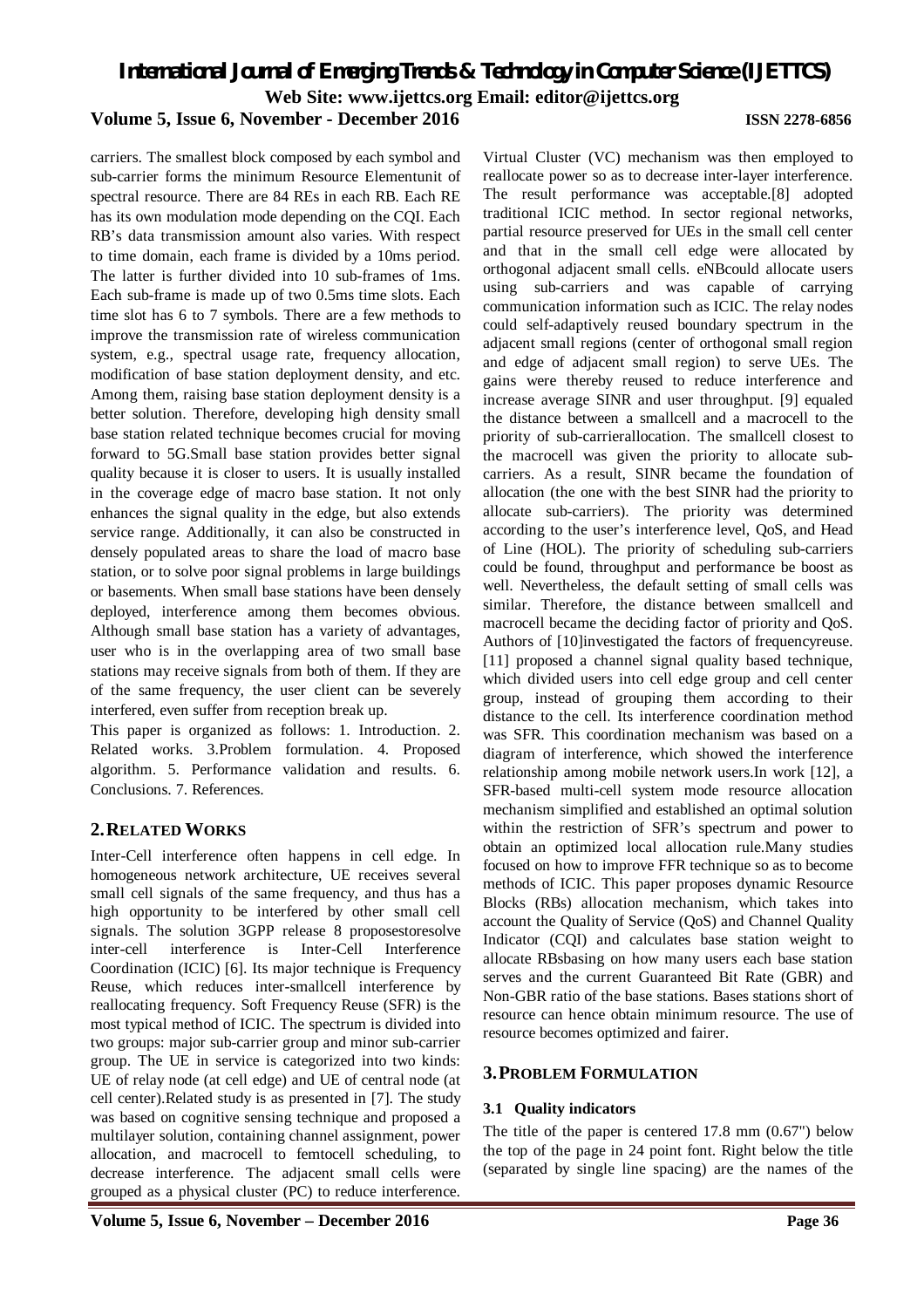carriers. The smallest block composed by each symbol and sub-carrier forms the minimum Resource Elementunit of spectral resource. There are 84 REs in each RB. Each RE has its own modulation mode depending on the CQI. Each RB's data transmission amount also varies. With respect to time domain, each frame is divided by a 10ms period. The latter is further divided into 10 sub-frames of 1ms. Each sub-frame is made up of two 0.5ms time slots. Each time slot has 6 to 7 symbols. There are a few methods to improve the transmission rate of wireless communication system, e.g., spectral usage rate, frequency allocation, modification of base station deployment density, and etc. Among them, raising base station deployment density is a better solution. Therefore, developing high density small base station related technique becomes crucial for moving forward to 5G.Small base station provides better signal quality because it is closer to users. It is usually installed in the coverage edge of macro base station. It not only enhances the signal quality in the edge, but also extends service range. Additionally, it can also be constructed in densely populated areas to share the load of macro base station, or to solve poor signal problems in large buildings or basements. When small base stations have been densely deployed, interference among them becomes obvious. Although small base station has a variety of advantages, user who is in the overlapping area of two small base stations may receive signals from both of them. If they are of the same frequency, the user client can be severely interfered, even suffer from reception break up.

This paper is organized as follows: 1. Introduction. 2. Related works. 3.Problem formulation. 4. Proposed algorithm. 5. Performance validation and results. 6. Conclusions. 7. References.

## 2. RELATED WORKS

Inter-Cell interference often happens in cell edge. In homogeneous network architecture, UE receives several small cell signals of the same frequency, and thus has a high opportunity to be interfered by other small cell signals. The solution 3GPP release 8 proposestoresolve inter-cell interference is Inter-Cell Interference Coordination (ICIC) [6]. Its major technique is Frequency Reuse, which reduces inter-smallcell interference by reallocating frequency. Soft Frequency Reuse (SFR) is the most typical method of ICIC. The spectrum is divided into two groups: major sub-carrier group and minor sub-carrier group. The UE in service is categorized into two kinds: UE of relay node (at cell edge) and UE of central node (at cell center).Related study is as presented in [7]. The study was based on cognitive sensing technique and proposed a multilayer solution, containing channel assignment, power allocation, and macrocell to femtocell scheduling, to decrease interference. The adjacent small cells were grouped as a physical cluster (PC) to reduce interference. Virtual Cluster (VC) mechanism was then employed to reallocate power so as to decrease inter-layer interference. The result performance was acceptable.[8] adopted traditional ICIC method. In sector regional networks, partial resource preserved for UEs in the small cell center and that in the small cell edge were allocated by orthogonal adjacent small cells. eNBcould allocate users using sub-carriers and was capable of carrying communication information such as ICIC. The relay nodes could self-adaptively reused boundary spectrum in the adjacent small regions (center of orthogonal small region and edge of adjacent small region) to serve UEs. The gains were thereby reused to reduce interference and increase average SINR and user throughput. [9] equaled the distance between a smallcell and a macrocell to the priority of sub-carrierallocation. The smallcell closest to the macrocell was given the priority to allocate sub-carriers. As a result, SINR became the foundation of allocation (the one with the best SINR had the priority to allocate sub-carriers). The priority was determined according to the user's interference level, QoS, and Head of Line (HOL). The priority of scheduling sub-carriers could be found, throughput and performance be boost as well. Nevertheless, the default setting of small cells was similar. Therefore, the distance between smallcell and macrocell became the deciding factor of priority and QoS. Authors of [10]investigated the factors of frequencyreuse. [11] proposed a channel signal quality based technique, which divided users into cell edge group and cell center group, instead of grouping them according to their distance to the cell. Its interference coordination method was SFR. This coordination mechanism was based on a diagram of interference, which showed the interference relationship among mobile network users.In work [12], a SFR-based multi-cell system mode resource allocation mechanism simplified and established an optimal solution within the restriction of SFR's spectrum and power to obtain an optimized local allocation rule.Many studies focused on how to improve FFR technique so as to become methods of ICIC. This paper proposes dynamic Resource Blocks (RBs) allocation mechanism, which takes into account the Quality of Service (QoS) and Channel Quality Indicator (CQI) and calculates base station weight to allocate RBsbasing on how many users each base station serves and the current Guaranteed Bit Rate (GBR) and Non-GBR ratio of the base stations. Bases stations short of resource can hence obtain minimum resource. The use of resource becomes optimized and fairer.

## 3. PROBLEM FORMULATION

### 3.1 Quality indicators

The title of the paper is centered 17.8 mm (0.67") below the title of the top of the page in 24 point font. Right below the title (separated by single line spacing) are the names of the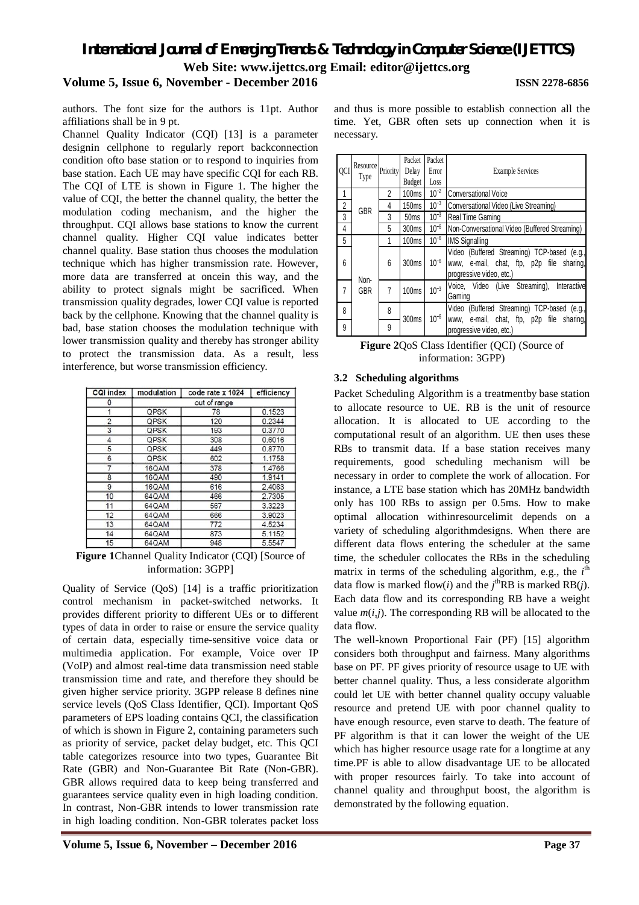authors. The font size for the authors is 11pt. Author affiliations shall be in 9 pt.

Channel Quality Indicator (CQI) [13] is a parameter designin cellphone to regularly report backconnection condition ofto base station or to respond to inquiries from base station. Each UE may have specific CQI for each RB. The CQI of LTE is shown in Figure 1. The higher the value of CQI, the better the channel quality, the better the modulation coding mechanism, and the higher the throughput. CQI allows base stations to know the current channel quality. Higher CQI value indicates better channel quality. Base station thus chooses the modulation technique which has higher transmission rate. However, more data are transferred at oncein this way, and the ability to protect signals might be sacrificed. When transmission quality degrades, lower CQI value is reported back by the cellphone. Knowing that the channel quality is bad, base station chooses the modulation technique with lower transmission quality and thereby has stronger ability to protect the transmission data. As a result, less interference, but worse transmission efficiency.

| CQI index | modulation | code rate x 1024 | efficiency |
|---|---|---|---|
| 0 | out of range | | |
| 1 | QPSK | 78 | 0.1523 |
| 2 | QPSK | 120 | 0.2344 |
| 3 | QPSK | 193 | 0.3770 |
| 4 | QPSK | 308 | 0.6016 |
| 5 | QPSK | 449 | 0.8770 |
| 6 | QPSK | 602 | 1.1758 |
| 7 | 16QAM | 378 | 1.4766 |
| 8 | 16QAM | 490 | 1.9141 |
| 9 | 16QAM | 616 | 2.4063 |
| 10 | 64QAM | 466 | 2.7305 |
| 11 | 64QAM | 567 | 3.3223 |
| 12 | 64QAM | 666 | 3.9023 |
| 13 | 64QAM | 772 | 4.5234 |
| 14 | 64QAM | 873 | 5.1152 |
| 15 | 64QAM | 948 | 5.5547 |

**Figure 1**Channel Quality Indicator (CQI) [Source of information: 3GPP]

Quality of Service (QoS) [14] is a traffic prioritization control mechanism in packet-switched networks. It provides different priority to different UEs or to different types of data in order to raise or ensure the service quality of certain data, especially time-sensitive voice data or multimedia application. For example, Voice over IP (VoIP) and almost real-time data transmission need stable transmission time and rate, and therefore they should be given higher service priority. 3GPP release 8 defines nine service levels (QoS Class Identifier, QCI). Important QoS parameters of EPS loading contains QCI, the classification of which is shown in Figure 2, containing parameters such as priority of service, packet delay budget, etc. This QCI table categorizes resource into two types, Guarantee Bit Rate (GBR) and Non-Guarantee Bit Rate (Non-GBR). GBR allows required data to keep being transferred and guarantees service quality even in high loading condition. In contrast, Non-GBR intends to lower transmission rate in high loading condition. Non-GBR tolerates packet loss and thus is more possible to establish connection all the time. Yet, GBR often sets up connection when it is necessary.

| QCI | Resource Type | Priority | Packet Delay Budget | Packet Error Loss | Example Services |
|---|---|---|---|---|---|
| 1 | GBR | 2 | 100ms | $10^{-2}$ | Conversational Voice |
| 2 | | 4 | 150ms | $10^{-3}$ | Conversational Video (Live Streaming) |
| 3 | | 3 | 50ms | $10^{-3}$ | Real Time Gaming |
| 4 | | 5 | 300ms | $10^{-6}$ | Non-Conversational Video (Buffered Streaming) |
| 5 | Non-GBR | 1 | 100ms | $10^{-6}$ | IMS Signalling |
| 6 | | 6 | 300ms | $10^{-6}$ | Video (Buffered Streaming) TCP-based (e.g., www, e-mail, chat, ftp, p2p file sharing, progressive video, etc.) |
| 7 | | 7 | 100ms | $10^{-3}$ | Voice, Video (Live Streaming), Interactive Gaming |
| 8 | | 8 | 300ms | $10^{-6}$ | Video (Buffered Streaming) TCP-based (e.g., www, e-mail, chat, ftp, p2p file sharing, progressive video, etc.) |
| 9 | | 9 | | | |

**Figure 2**QoS Class Identifier (QCI) (Source of information: 3GPP)

### 3.2 Scheduling algorithms

Packet Scheduling Algorithm is a treatmentby base station to allocate resource to UE. RB is the unit of resource allocation. It is allocated to UE according to the computational result of an algorithm. UE then uses these RBs to transmit data. If a base station receives many requirements, good scheduling mechanism will be necessary in order to complete the work of allocation. For instance, a LTE base station which has 20MHz bandwidth only has 100 RBs to assign per 0.5ms. How to make optimal allocation withinresourcelimit depends on a variety of scheduling algorithmdesigns. When there are different data flows entering the scheduler at the same time, the scheduler collocates the RBs in the scheduling matrix in terms of the scheduling algorithm, e.g., the $i^{\text{th}}$ data flow is marked flow($i$) and the $j^{\text{th}}$RB is marked RB($j$). Each data flow and its corresponding RB have a weight value $m(i,j)$. The corresponding RB will be allocated to the data flow.

The well-known Proportional Fair (PF) [15] algorithm considers both throughput and fairness. Many algorithms base on PF. PF gives priority of resource usage to UE with better channel quality. Thus, a less considerate algorithm could let UE with better channel quality occupy valuable resource and pretend UE with poor channel quality to have enough resource, even starve to death. The feature of PF algorithm is that it can lower the weight of the UE which has higher resource usage rate for a longtime at any time.PF is able to allow disadvantage UE to be allocated with proper resources fairly. To take into account of channel quality and throughput boost, the algorithm is demonstrated by the following equation.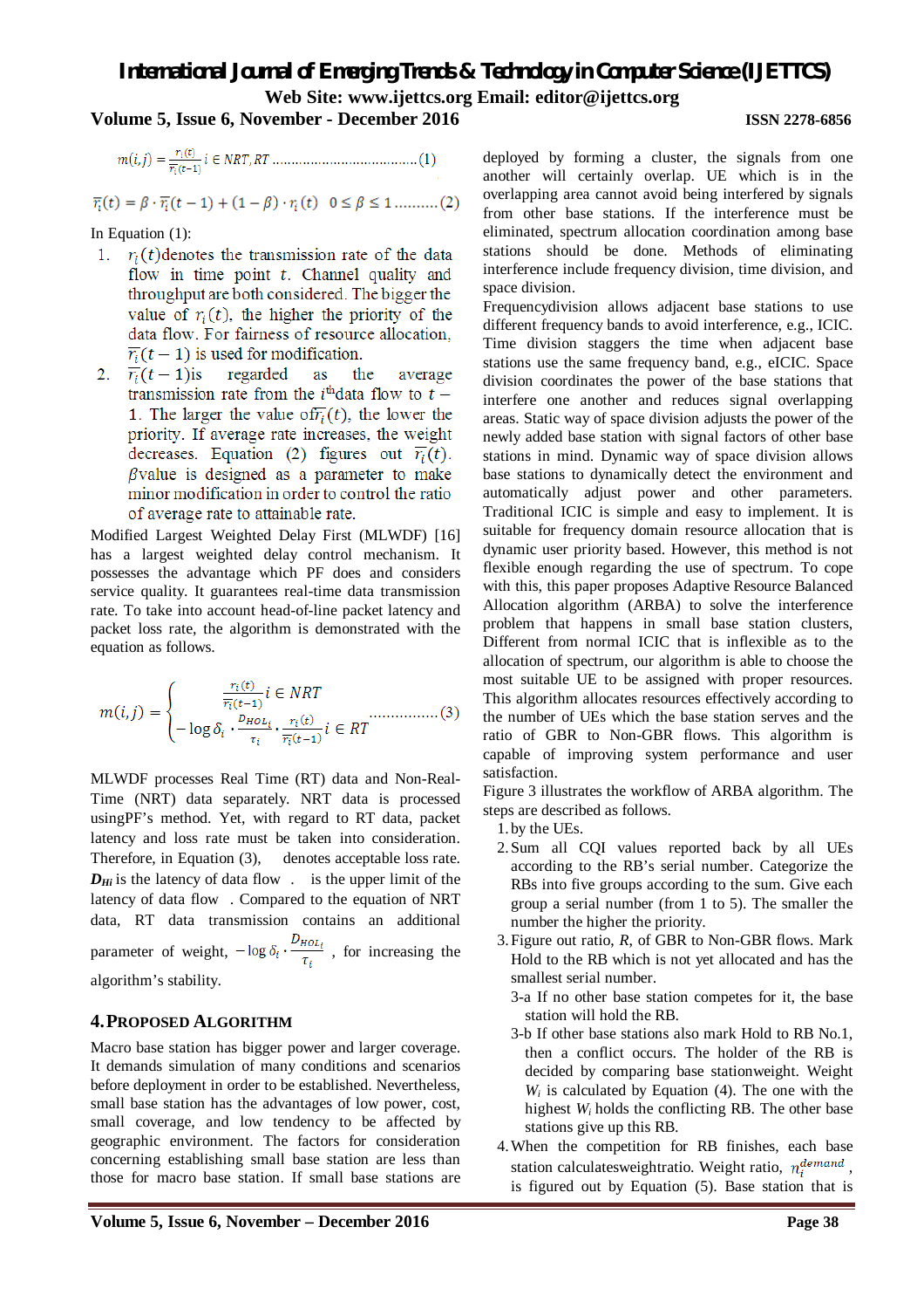$$m(i,j) = \frac{r_i(t)}{\overline{r_i}(t-1)}\, i \in NRT, RT \ \ldots\ldots\ldots\ldots\ldots\ldots\ldots\ldots\ldots\ldots\ldots (1)$$

$$\overline{r_i}(t) = \beta \cdot \overline{r_i}(t-1) + (1-\beta)\cdot r_i(t) \quad 0 \le \beta \le 1 \ldots\ldots\ldots (2)$$

In Equation (1):

1. $r_i(t)$denotes the transmission rate of the data flow in time point $t$. Channel quality and throughput are both considered. The bigger the value of $r_i(t)$, the higher the priority of the data flow. For fairness of resource allocation, $\overline{r_i}(t-1)$ is used for modification.
2. $\overline{r_i}(t-1)$is regarded as the average transmission rate from the $i^{th}$data flow to $t-1$. The larger the value of$\overline{r_i}(t)$, the lower the priority. If average rate increases, the weight decreases. Equation (2) figures out $\overline{r_i}(t)$. $\beta$value is designed as a parameter to make minor modification in order to control the ratio of average rate to attainable rate.

Modified Largest Weighted Delay First (MLWDF) [16] has a largest weighted delay control mechanism. It possesses the advantage which PF does and considers service quality. It guarantees real-time data transmission rate. To take into account head-of-line packet latency and packet loss rate, the algorithm is demonstrated with the equation as follows.

$$m(i,j) = \begin{cases} \dfrac{r_i(t)}{\overline{r_i}(t-1)}\, i \in NRT \\ -\log \delta_i \cdot \dfrac{D_{HOL_i}}{\tau_i} \cdot \dfrac{r_i(t)}{\overline{r_i}(t-1)}\, i \in RT \end{cases} \ldots\ldots\ldots\ldots\ldots (3)$$

MLWDF processes Real Time (RT) data and Non-Real-Time (NRT) data separately. NRT data is processed usingPF's method. Yet, with regard to RT data, packet latency and loss rate must be taken into consideration. Therefore, in Equation (3), denotes acceptable loss rate. $D_{Hi}$ is the latency of data flow . is the upper limit of the latency of data flow . Compared to the equation of NRT data, RT data transmission contains an additional parameter of weight, $-\log \delta_i \cdot \frac{D_{HOL_i}}{\tau_i}$, for increasing the algorithm's stability.

## 4. Proposed Algorithm

Macro base station has bigger power and larger coverage. It demands simulation of many conditions and scenarios before deployment in order to be established. Nevertheless, small base station has the advantages of low power, cost, small coverage, and low tendency to be affected by geographic environment. The factors for consideration concerning establishing small base station are less than those for macro base station. If small base stations are deployed by forming a cluster, the signals from one another will certainly overlap. UE which is in the overlapping area cannot avoid being interfered by signals from other base stations. If the interference must be eliminated, spectrum allocation coordination among base stations should be done. Methods of eliminating interference include frequency division, time division, and space division.

Frequencydivision allows adjacent base stations to use different frequency bands to avoid interference, e.g., ICIC. Time division staggers the time when adjacent base stations use the same frequency band, e.g., eICIC. Space division coordinates the power of the base stations that interfere one another and reduces signal overlapping areas. Static way of space division adjusts the power of the newly added base station with signal factors of other base stations in mind. Dynamic way of space division allows base stations to dynamically detect the environment and automatically adjust power and other parameters. Traditional ICIC is simple and easy to implement. It is suitable for frequency domain resource allocation that is dynamic user priority based. However, this method is not flexible enough regarding the use of spectrum. To cope with this, this paper proposes Adaptive Resource Balanced Allocation algorithm (ARBA) to solve the interference problem that happens in small base station clusters, Different from normal ICIC that is inflexible as to the allocation of spectrum, our algorithm is able to choose the most suitable UE to be assigned with proper resources. This algorithm allocates resources effectively according to the number of UEs which the base station serves and the ratio of GBR to Non-GBR flows. This algorithm is capable of improving system performance and user satisfaction.

Figure 3 illustrates the workflow of ARBA algorithm. The steps are described as follows.

1. by the UEs.
2. Sum all CQI values reported back by all UEs according to the RB's serial number. Categorize the RBs into five groups according to the sum. Give each group a serial number (from 1 to 5). The smaller the number the higher the priority.
3. Figure out ratio, $R$, of GBR to Non-GBR flows. Mark Hold to the RB which is not yet allocated and has the smallest serial number.
   - 3-a If no other base station competes for it, the base station will hold the RB.
   - 3-b If other base stations also mark Hold to RB No.1, then a conflict occurs. The holder of the RB is decided by comparing base stationweight. Weight $W_i$ is calculated by Equation (4). The one with the highest $W_i$ holds the conflicting RB. The other base stations give up this RB.
4. When the competition for RB finishes, each base station calculatesweightratio. Weight ratio, $n_i^{demand}$, is figured out by Equation (5). Base station that is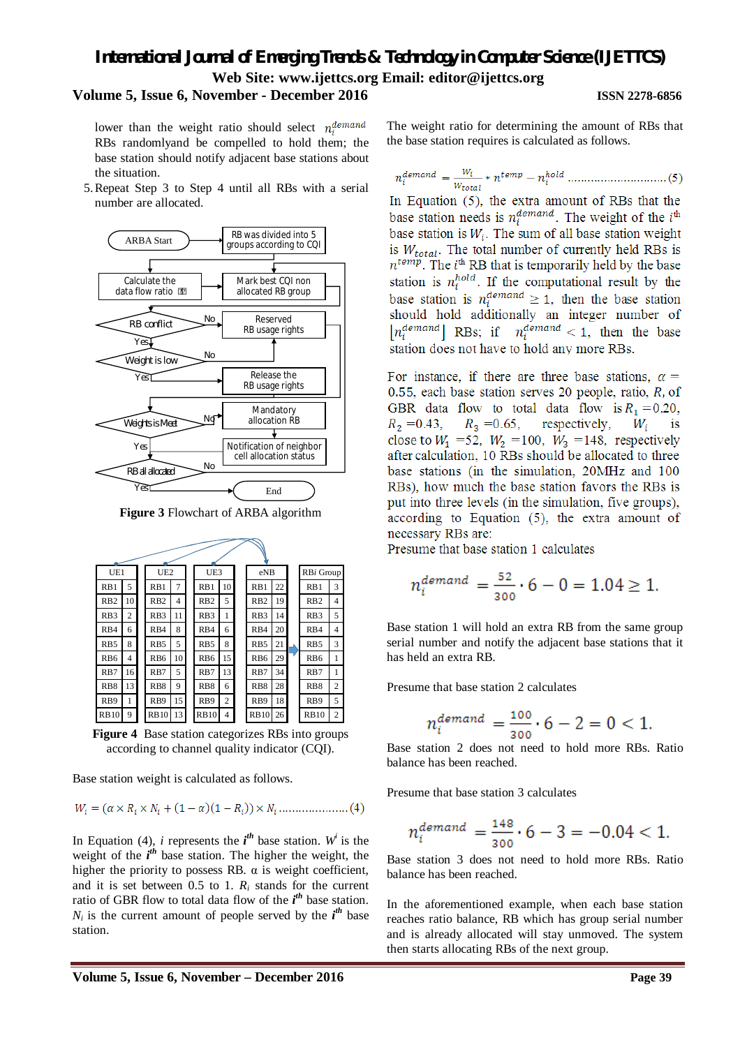lower than the weight ratio should select $n_i^{demand}$ RBs randomlyand be compelled to hold them; the base station should notify adjacent base stations about the situation.

5. Repeat Step 3 to Step 4 until all RBs with a serial number are allocated.

**Figure 3** Flowchart of ARBA algorithm

| UE1 | | UE2 | | UE3 | | eNB | | RB*i* Group | |
|---|---|---|---|---|---|---|---|---|---|
| RB1 | 5 | RB1 | 7 | RB1 | 10 | RB1 | 22 | RB1 | 3 |
| RB2 | 10 | RB2 | 4 | RB2 | 5 | RB2 | 19 | RB2 | 4 |
| RB3 | 2 | RB3 | 11 | RB3 | 1 | RB3 | 14 | RB3 | 5 |
| RB4 | 6 | RB4 | 8 | RB4 | 6 | RB4 | 20 | RB4 | 4 |
| RB5 | 8 | RB5 | 5 | RB5 | 8 | RB5 | 21 | RB5 | 3 |
| RB6 | 4 | RB6 | 10 | RB6 | 15 | RB6 | 29 | RB6 | 1 |
| RB7 | 16 | RB7 | 5 | RB7 | 13 | RB7 | 34 | RB7 | 1 |
| RB8 | 13 | RB8 | 9 | RB8 | 6 | RB8 | 28 | RB8 | 2 |
| RB9 | 1 | RB9 | 15 | RB9 | 2 | RB9 | 18 | RB9 | 5 |
| RB10 | 9 | RB10 | 13 | RB10 | 4 | RB10 | 26 | RB10 | 2 |

**Figure 4** Base station categorizes RBs into groups according to channel quality indicator (CQI).

Base station weight is calculated as follows.

$$W_i = (\alpha \times R_i \times N_i + (1-\alpha)(1-R_i)) \times N_i \qquad (4)$$

In Equation (4), $i$ represents the $i^{th}$ base station. $W^i$ is the weight of the $i^{th}$ base station. The higher the weight, the higher the priority to possess RB. α is weight coefficient, and it is set between 0.5 to 1. $R_i$ stands for the current ratio of GBR flow to total data flow of the $i^{th}$ base station. $N_i$ is the current amount of people served by the $i^{th}$ base station.

The weight ratio for determining the amount of RBs that the base station requires is calculated as follows.

$$n_i^{demand} = \frac{W_i}{W_{total}} * n^{temp} - n_i^{hold} \qquad (5)$$

In Equation (5), the extra amount of RBs that the base station needs is $n_i^{demand}$. The weight of the $i^{th}$ base station is $W_i$. The sum of all base station weight is $W_{total}$. The total number of currently held RBs is $n^{temp}$. The $i^{th}$ RB that is temporarily held by the base station is $n_i^{hold}$. If the computational result by the base station is $n_i^{demand} \geq 1$, then the base station should hold additionally an integer number of $\lfloor n_i^{demand} \rfloor$ RBs; if $n_i^{demand} < 1$, then the base station does not have to hold any more RBs.

For instance, if there are three base stations, $\alpha = 0.55$, each base station serves 20 people, ratio, $R$, of GBR data flow to total data flow is $R_1 = 0.20$, $R_2 = 0.43$, $R_3 = 0.65$, respectively, $W_i$ is close to $W_1 = 52$, $W_2 = 100$, $W_3 = 148$, respectively after calculation. 10 RBs should be allocated to three base stations (in the simulation, 20MHz and 100 RBs), how much the base station favors the RBs is put into three levels (in the simulation, five groups), according to Equation (5), the extra amount of necessary RBs are:

Presume that base station 1 calculates

$$n_i^{demand} = \frac{52}{300} \cdot 6 - 0 = 1.04 \geq 1.$$

Base station 1 will hold an extra RB from the same group serial number and notify the adjacent base stations that it has held an extra RB.

Presume that base station 2 calculates

$$n_i^{demand} = \frac{100}{300} \cdot 6 - 2 = 0 < 1.$$

Base station 2 does not need to hold more RBs. Ratio balance has been reached.

Presume that base station 3 calculates

$$n_i^{demand} = \frac{148}{300} \cdot 6 - 3 = -0.04 < 1.$$

Base station 3 does not need to hold more RBs. Ratio balance has been reached.

In the aforementioned example, when each base station reaches ratio balance, RB which has group serial number and is already allocated will stay unmoved. The system then starts allocating RBs of the next group.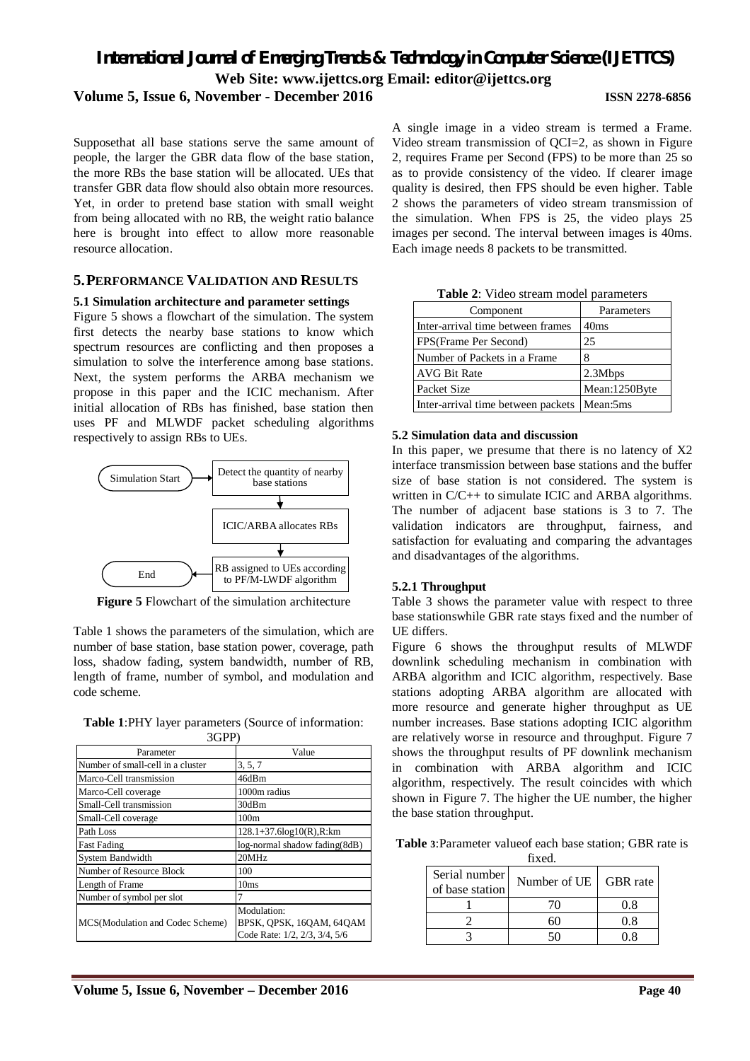Supposethat all base stations serve the same amount of people, the larger the GBR data flow of the base station, the more RBs the base station will be allocated. UEs that transfer GBR data flow should also obtain more resources. Yet, in order to pretend base station with small weight from being allocated with no RB, the weight ratio balance here is brought into effect to allow more reasonable resource allocation.

## 5. PERFORMANCE VALIDATION AND RESULTS

### 5.1 Simulation architecture and parameter settings

Figure 5 shows a flowchart of the simulation. The system first detects the nearby base stations to know which spectrum resources are conflicting and then proposes a simulation to solve the interference among base stations. Next, the system performs the ARBA mechanism we propose in this paper and the ICIC mechanism. After initial allocation of RBs has finished, base station then uses PF and MLWDF packet scheduling algorithms respectively to assign RBs to UEs.

Simulation Start → Detect the quantity of nearby base stations → ICIC/ARBA allocates RBs → RB assigned to UEs according to PF/M-LWDF algorithm → End

**Figure 5** Flowchart of the simulation architecture

Table 1 shows the parameters of the simulation, which are number of base station, base station power, coverage, path loss, shadow fading, system bandwidth, number of RB, length of frame, number of symbol, and modulation and code scheme.

**Table 1**:PHY layer parameters (Source of information: 3GPP)

| Parameter | Value |
|---|---|
| Number of small-cell in a cluster | 3, 5, 7 |
| Marco-Cell transmission | 46dBm |
| Marco-Cell coverage | 1000m radius |
| Small-Cell transmission | 30dBm |
| Small-Cell coverage | 100m |
| Path Loss | 128.1+37.6log10(R),R:km |
| Fast Fading | log-normal shadow fading(8dB) |
| System Bandwidth | 20MHz |
| Number of Resource Block | 100 |
| Length of Frame | 10ms |
| Number of symbol per slot | 7 |
| MCS(Modulation and Codec Scheme) | Modulation: BPSK, QPSK, 16QAM, 64QAM Code Rate: 1/2, 2/3, 3/4, 5/6 |

A single image in a video stream is termed a Frame. Video stream transmission of QCI=2, as shown in Figure 2, requires Frame per Second (FPS) to be more than 25 so as to provide consistency of the video. If clearer image quality is desired, then FPS should be even higher. Table 2 shows the parameters of video stream transmission of the simulation. When FPS is 25, the video plays 25 images per second. The interval between images is 40ms. Each image needs 8 packets to be transmitted.

**Table 2**: Video stream model parameters

| Component | Parameters |
|---|---|
| Inter-arrival time between frames | 40ms |
| FPS(Frame Per Second) | 25 |
| Number of Packets in a Frame | 8 |
| AVG Bit Rate | 2.3Mbps |
| Packet Size | Mean:1250Byte |
| Inter-arrival time between packets | Mean:5ms |

### 5.2 Simulation data and discussion

In this paper, we presume that there is no latency of X2 interface transmission between base stations and the buffer size of base station is not considered. The system is written in C/C++ to simulate ICIC and ARBA algorithms. The number of adjacent base stations is 3 to 7. The validation indicators are throughput, fairness, and satisfaction for evaluating and comparing the advantages and disadvantages of the algorithms.

#### 5.2.1 Throughput

Table 3 shows the parameter value with respect to three base stationswhile GBR rate stays fixed and the number of UE differs.

Figure 6 shows the throughput results of MLWDF downlink scheduling mechanism in combination with ARBA algorithm and ICIC algorithm, respectively. Base stations adopting ARBA algorithm are allocated with more resource and generate higher throughput as UE number increases. Base stations adopting ICIC algorithm are relatively worse in resource and throughput. Figure 7 shows the throughput results of PF downlink mechanism in combination with ARBA algorithm and ICIC algorithm, respectively. The result coincides with which shown in Figure 7. The higher the UE number, the higher the base station throughput.

**Table 3**:Parameter valueof each base station; GBR rate is fixed.

| Serial number of base station | Number of UE | GBR rate |
|---|---|---|
| 1 | 70 | 0.8 |
| 2 | 60 | 0.8 |
| 3 | 50 | 0.8 |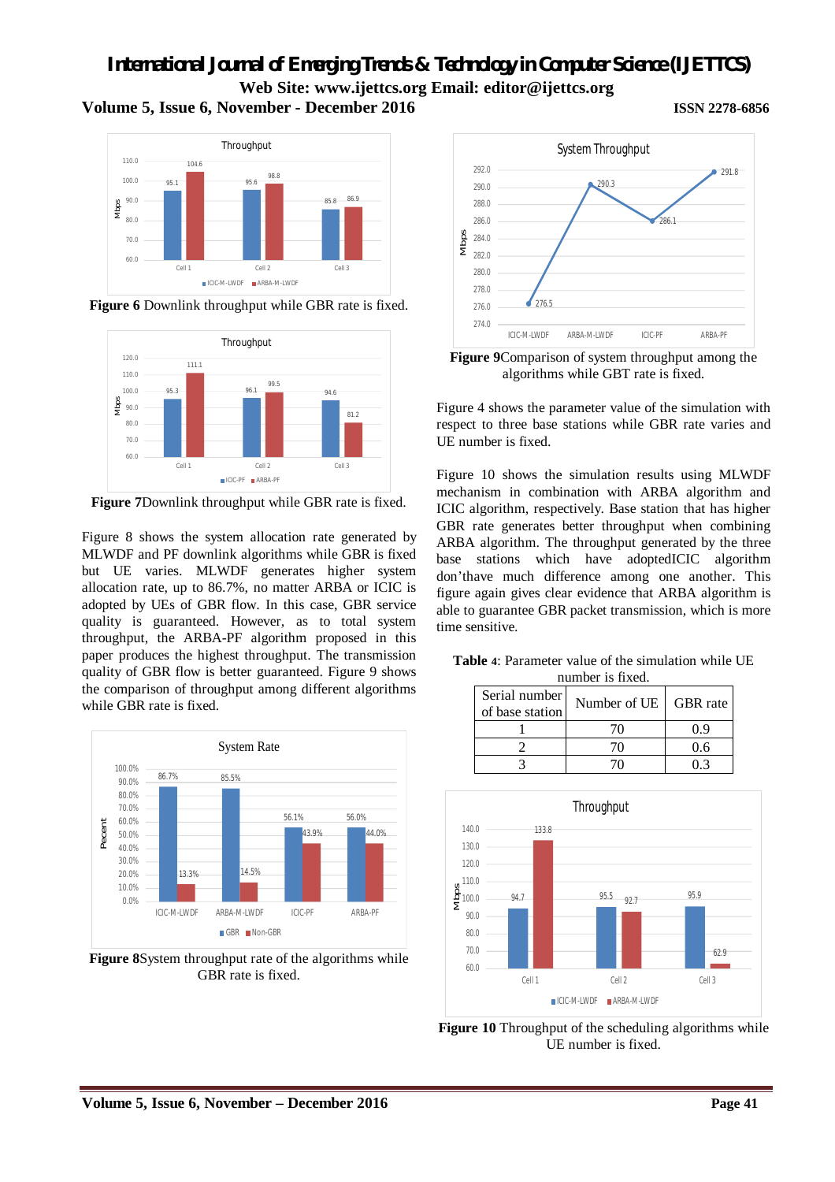**Figure 6** Downlink throughput while GBR rate is fixed.

**Figure 7**Downlink throughput while GBR rate is fixed.

Figure 8 shows the system allocation rate generated by MLWDF and PF downlink algorithms while GBR is fixed but UE varies. MLWDF generates higher system allocation rate, up to 86.7%, no matter ARBA or ICIC is adopted by UEs of GBR flow. In this case, GBR service quality is guaranteed. However, as to total system throughput, the ARBA-PF algorithm proposed in this paper produces the highest throughput. The transmission quality of GBR flow is better guaranteed. Figure 9 shows the comparison of throughput among different algorithms while GBR rate is fixed.

**Figure 8**System throughput rate of the algorithms while GBR rate is fixed.

**Figure 9**Comparison of system throughput among the algorithms while GBT rate is fixed.

Figure 4 shows the parameter value of the simulation with respect to three base stations while GBR rate varies and UE number is fixed.

Figure 10 shows the simulation results using MLWDF mechanism in combination with ARBA algorithm and ICIC algorithm, respectively. Base station that has higher GBR rate generates better throughput when combining ARBA algorithm. The throughput generated by the three base stations which have adoptedICIC algorithm don'thave much difference among one another. This figure again gives clear evidence that ARBA algorithm is able to guarantee GBR packet transmission, which is more time sensitive.

**Table 4**: Parameter value of the simulation while UE number is fixed.

| Serial number of base station | Number of UE | GBR rate |
|---|---|---|
| 1 | 70 | 0.9 |
| 2 | 70 | 0.6 |
| 3 | 70 | 0.3 |

**Figure 10** Throughput of the scheduling algorithms while UE number is fixed.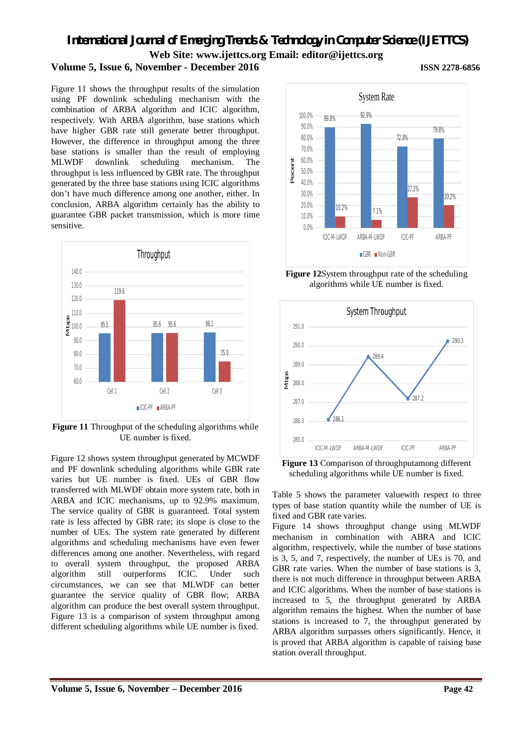Figure 11 shows the throughput results of the simulation using PF downlink scheduling mechanism with the combination of ARBA algorithm and ICIC algorithm, respectively. With ARBA algorithm, base stations which have higher GBR rate still generate better throughput. However, the difference in throughput among the three base stations is smaller than the result of employing MLWDF downlink scheduling mechanism. The throughput is less influenced by GBR rate. The throughput generated by the three base stations using ICIC algorithms don't have much difference among one another, either. In conclusion, ARBA algorithm certainly has the ability to guarantee GBR packet transmission, which is more time sensitive.

**Figure 11** Throughput of the scheduling algorithms while UE number is fixed.

Figure 12 shows system throughput generated by MCWDF and PF downlink scheduling algorithms while GBR rate varies but UE number is fixed. UEs of GBR flow transferred with MLWDF obtain more system rate, both in ARBA and ICIC mechanisms, up to 92.9% maximum. The service quality of GBR is guaranteed. Total system rate is less affected by GBR rate; its slope is close to the number of UEs. The system rate generated by different algorithms and scheduling mechanisms have even fewer differences among one another. Nevertheless, with regard to overall system throughput, the proposed ARBA algorithm still outperforms ICIC. Under such circumstances, we can see that MLWDF can better guarantee the service quality of GBR flow; ARBA algorithm can produce the best overall system throughput. Figure 13 is a comparison of system throughput among different scheduling algorithms while UE number is fixed.

**Figure 12**System throughput rate of the scheduling algorithms while UE number is fixed.

**Figure 13** Comparison of throughputamong different scheduling algorithms while UE number is fixed.

Table 5 shows the parameter valuewith respect to three types of base station quantity while the number of UE is fixed and GBR rate varies.

Figure 14 shows throughput change using MLWDF mechanism in combination with ABRA and ICIC algorithm, respectively, while the number of base stations is 3, 5, and 7, respectively, the number of UEs is 70, and GBR rate varies. When the number of base stations is 3, there is not much difference in throughput between ARBA and ICIC algorithms. When the number of base stations is increased to 5, the throughput generated by ARBA algorithm remains the highest. When the number of base stations is increased to 7, the throughput generated by ARBA algorithm surpasses others significantly. Hence, it is proved that ARBA algorithm is capable of raising base station overall throughput.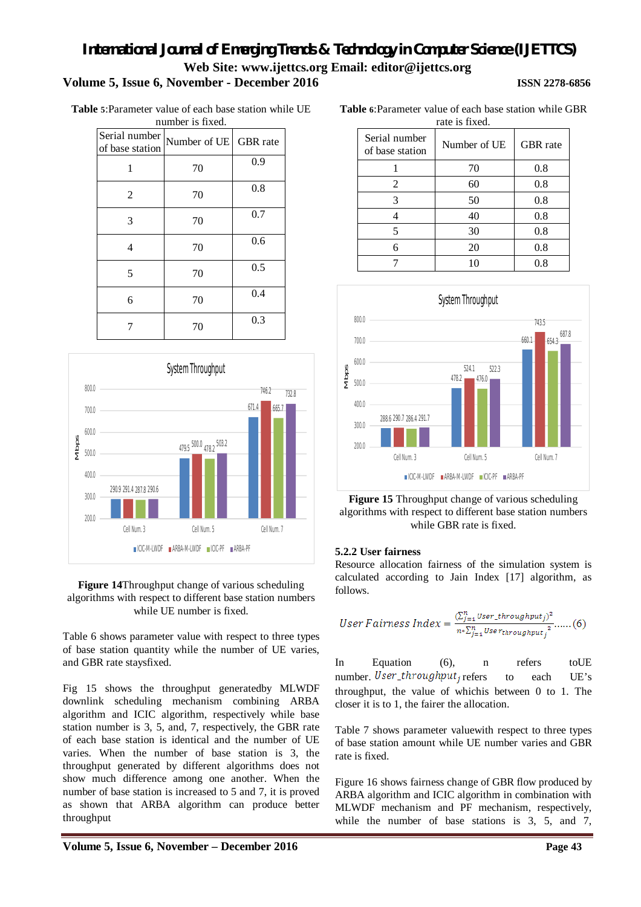**Table 5**:Parameter value of each base station while UE number is fixed.

| Serial number of base station | Number of UE | GBR rate |
|---|---|---|
| 1 | 70 | 0.9 |
| 2 | 70 | 0.8 |
| 3 | 70 | 0.7 |
| 4 | 70 | 0.6 |
| 5 | 70 | 0.5 |
| 6 | 70 | 0.4 |
| 7 | 70 | 0.3 |

**Figure 14**Throughput change of various scheduling algorithms with respect to different base station numbers while UE number is fixed.

Table 6 shows parameter value with respect to three types of base station quantity while the number of UE varies, and GBR rate staysfixed.

Fig 15 shows the throughput generatedby MLWDF downlink scheduling mechanism combining ARBA algorithm and ICIC algorithm, respectively while base station number is 3, 5, and, 7, respectively, the GBR rate of each base station is identical and the number of UE varies. When the number of base station is 3, the throughput generated by different algorithms does not show much difference among one another. When the number of base station is increased to 5 and 7, it is proved as shown that ARBA algorithm can produce better throughput

**Table 6**:Parameter value of each base station while GBR rate is fixed.

| Serial number of base station | Number of UE | GBR rate |
|---|---|---|
| 1 | 70 | 0.8 |
| 2 | 60 | 0.8 |
| 3 | 50 | 0.8 |
| 4 | 40 | 0.8 |
| 5 | 30 | 0.8 |
| 6 | 20 | 0.8 |
| 7 | 10 | 0.8 |

**Figure 15** Throughput change of various scheduling algorithms with respect to different base station numbers while GBR rate is fixed.

### 5.2.2 User fairness

Resource allocation fairness of the simulation system is calculated according to Jain Index [17] algorithm, as follows.

$$User\ Fairness\ Index = \frac{(\sum_{j=1}^{n} User\_throughput_j)^2}{n * \sum_{j=1}^{n} User_{throughput_j}{}^2} \ldots\ldots (6)$$

In Equation (6), n refers toUE number. $User\_throughput_j$ refers to each UE's throughput, the value of whichis between 0 to 1. The closer it is to 1, the fairer the allocation.

Table 7 shows parameter valuewith respect to three types of base station amount while UE number varies and GBR rate is fixed.

Figure 16 shows fairness change of GBR flow produced by ARBA algorithm and ICIC algorithm in combination with MLWDF mechanism and PF mechanism, respectively, while the number of base stations is 3, 5, and 7,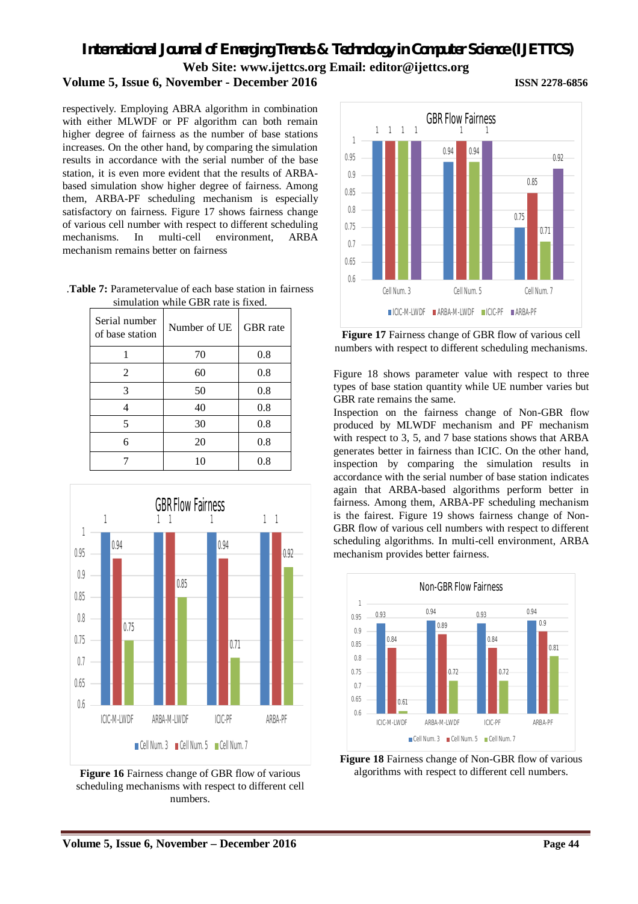respectively. Employing ABRA algorithm in combination with either MLWDF or PF algorithm can both remain higher degree of fairness as the number of base stations increases. On the other hand, by comparing the simulation results in accordance with the serial number of the base station, it is even more evident that the results of ARBA-based simulation show higher degree of fairness. Among them, ARBA-PF scheduling mechanism is especially satisfactory on fairness. Figure 17 shows fairness change of various cell number with respect to different scheduling mechanisms. In multi-cell environment, ARBA mechanism remains better on fairness

.**Table 7:** Parametervalue of each base station in fairness simulation while GBR rate is fixed.

| Serial number of base station | Number of UE | GBR rate |
|---|---|---|
| 1 | 70 | 0.8 |
| 2 | 60 | 0.8 |
| 3 | 50 | 0.8 |
| 4 | 40 | 0.8 |
| 5 | 30 | 0.8 |
| 6 | 20 | 0.8 |
| 7 | 10 | 0.8 |

**Figure 16** Fairness change of GBR flow of various scheduling mechanisms with respect to different cell numbers.

**Figure 17** Fairness change of GBR flow of various cell numbers with respect to different scheduling mechanisms.

Figure 18 shows parameter value with respect to three types of base station quantity while UE number varies but GBR rate remains the same.

Inspection on the fairness change of Non-GBR flow produced by MLWDF mechanism and PF mechanism with respect to 3, 5, and 7 base stations shows that ARBA generates better in fairness than ICIC. On the other hand, inspection by comparing the simulation results in accordance with the serial number of base station indicates again that ARBA-based algorithms perform better in fairness. Among them, ARBA-PF scheduling mechanism is the fairest. Figure 19 shows fairness change of Non-GBR flow of various cell numbers with respect to different scheduling algorithms. In multi-cell environment, ARBA mechanism provides better fairness.

**Figure 18** Fairness change of Non-GBR flow of various algorithms with respect to different cell numbers.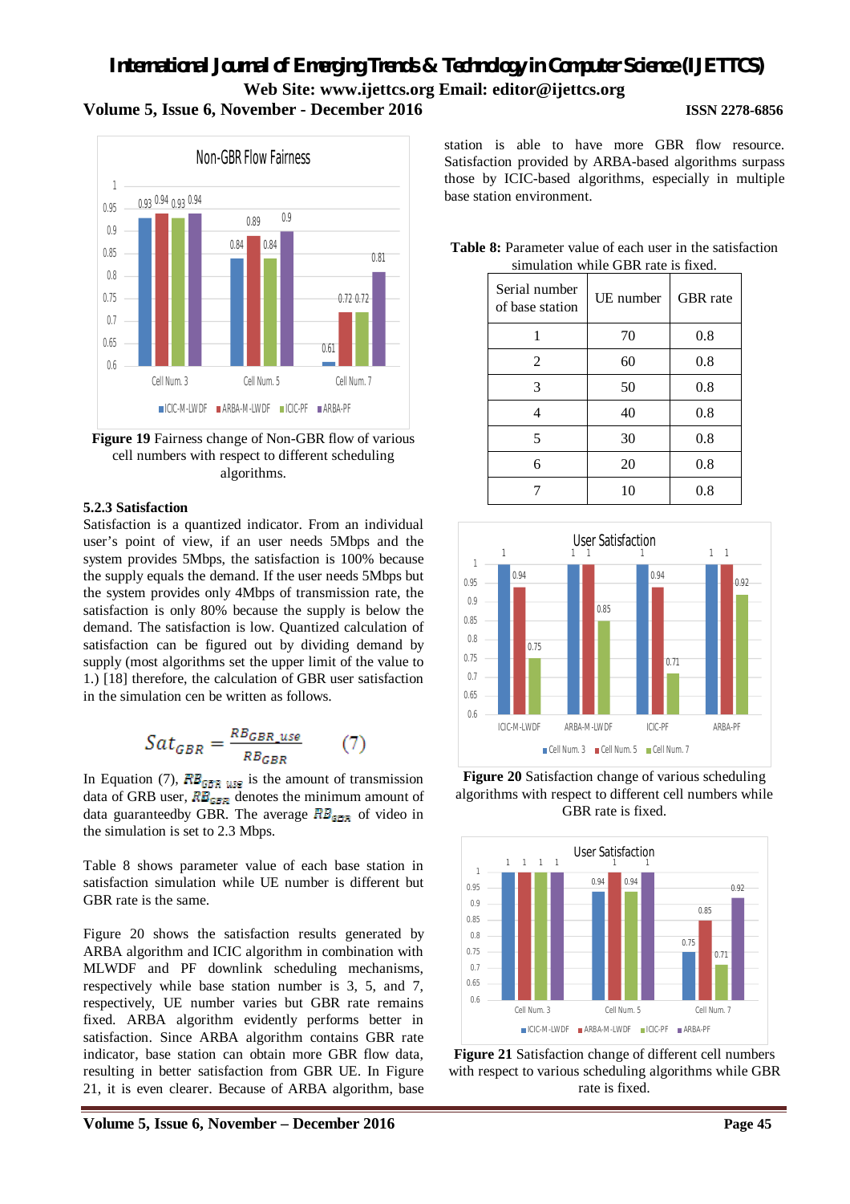Figure 19 Fairness change of Non-GBR flow of various cell numbers with respect to different scheduling algorithms.

### 5.2.3 Satisfaction

Satisfaction is a quantized indicator. From an individual user's point of view, if an user needs 5Mbps and the system provides 5Mbps, the satisfaction is 100% because the supply equals the demand. If the user needs 5Mbps but the system provides only 4Mbps of transmission rate, the satisfaction is only 80% because the supply is below the demand. The satisfaction is low. Quantized calculation of satisfaction can be figured out by dividing demand by supply (most algorithms set the upper limit of the value to 1.) [18] therefore, the calculation of GBR user satisfaction in the simulation cen be written as follows.

$$Sat_{GBR} = \frac{RB_{GBR\_use}}{RB_{GBR}} \qquad (7)$$

In Equation (7), $RB_{GBR\_use}$ is the amount of transmission data of GRB user, $RB_{GBR}$ denotes the minimum amount of data guaranteedby GBR. The average $RB_{GBR}$ of video in the simulation is set to 2.3 Mbps.

Table 8 shows parameter value of each base station in satisfaction simulation while UE number is different but GBR rate is the same.

Figure 20 shows the satisfaction results generated by ARBA algorithm and ICIC algorithm in combination with MLWDF and PF downlink scheduling mechanisms, respectively while base station number is 3, 5, and 7, respectively, UE number varies but GBR rate remains fixed. ARBA algorithm evidently performs better in satisfaction. Since ARBA algorithm contains GBR rate indicator, base station can obtain more GBR flow data, resulting in better satisfaction from GBR UE. In Figure 21, it is even clearer. Because of ARBA algorithm, base station is able to have more GBR flow resource. Satisfaction provided by ARBA-based algorithms surpass those by ICIC-based algorithms, especially in multiple base station environment.

**Table 8:** Parameter value of each user in the satisfaction simulation while GBR rate is fixed.

| Serial number of base station | UE number | GBR rate |
|---|---|---|
| 1 | 70 | 0.8 |
| 2 | 60 | 0.8 |
| 3 | 50 | 0.8 |
| 4 | 40 | 0.8 |
| 5 | 30 | 0.8 |
| 6 | 20 | 0.8 |
| 7 | 10 | 0.8 |

**Figure 20** Satisfaction change of various scheduling algorithms with respect to different cell numbers while GBR rate is fixed.

**Figure 21** Satisfaction change of different cell numbers with respect to various scheduling algorithms while GBR rate is fixed.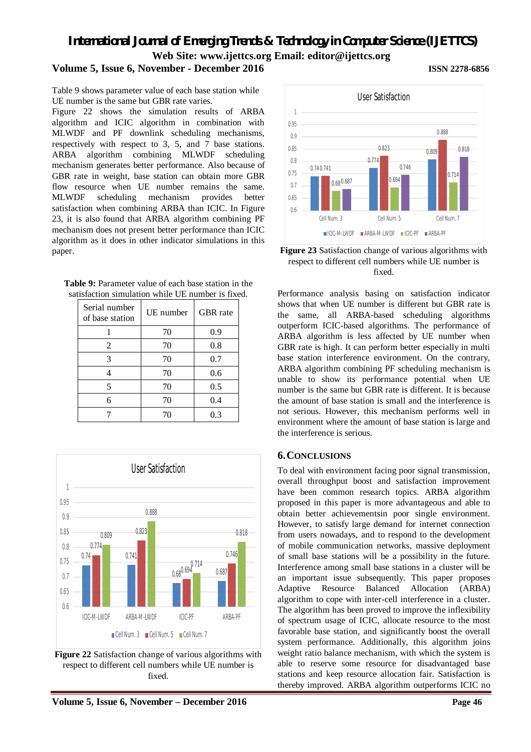Table 9 shows parameter value of each base station while UE number is the same but GBR rate varies.

Figure 22 shows the simulation results of ARBA algorithm and ICIC algorithm in combination with MLWDF and PF downlink scheduling mechanisms, respectively with respect to 3, 5, and 7 base stations. ARBA algorithm combining MLWDF scheduling mechanism generates better performance. Also because of GBR rate in weight, base station can obtain more GBR flow resource when UE number remains the same. MLWDF scheduling mechanism provides better satisfaction when combining ARBA than ICIC. In Figure 23, it is also found that ARBA algorithm combining PF mechanism does not present better performance than ICIC algorithm as it does in other indicator simulations in this paper.

**Table 9:** Parameter value of each base station in the satisfaction simulation while UE number is fixed.

| Serial number of base station | UE number | GBR rate |
|---|---|---|
| 1 | 70 | 0.9 |
| 2 | 70 | 0.8 |
| 3 | 70 | 0.7 |
| 4 | 70 | 0.6 |
| 5 | 70 | 0.5 |
| 6 | 70 | 0.4 |
| 7 | 70 | 0.3 |

**Figure 22** Satisfaction change of various algorithms with respect to different cell numbers while UE number is fixed.

**Figure 23** Satisfaction change of various algorithms with respect to different cell numbers while UE number is fixed.

Performance analysis basing on satisfaction indicator shows that when UE number is different but GBR rate is the same, all ARBA-based scheduling algorithms outperform ICIC-based algorithms. The performance of ARBA algorithm is less affected by UE number when GBR rate is high. It can perform better especially in multi base station interference environment. On the contrary, ARBA algorithm combining PF scheduling mechanism is unable to show its performance potential when UE number is the same but GBR rate is different. It is because the amount of base station is small and the interference is not serious. However, this mechanism performs well in environment where the amount of base station is large and the interference is serious.

## 6. Conclusions

To deal with environment facing poor signal transmission, overall throughput boost and satisfaction improvement have been common research topics. ARBA algorithm proposed in this paper is more advantageous and able to obtain better achievementsin poor single environment. However, to satisfy large demand for internet connection from users nowadays, and to respond to the development of mobile communication networks, massive deployment of small base stations will be a possibility in the future. Interference among small base stations in a cluster will be an important issue subsequently. This paper proposes Adaptive Resource Balanced Allocation (ARBA) algorithm to cope with inter-cell interference in a cluster. The algorithm has been proved to improve the inflexibility of spectrum usage of ICIC, allocate resource to the most favorable base station, and significantly boost the overall system performance. Additionally, this algorithm joins weight ratio balance mechanism, with which the system is able to reserve some resource for disadvantaged base stations and keep resource allocation fair. Satisfaction is thereby improved. ARBA algorithm outperforms ICIC no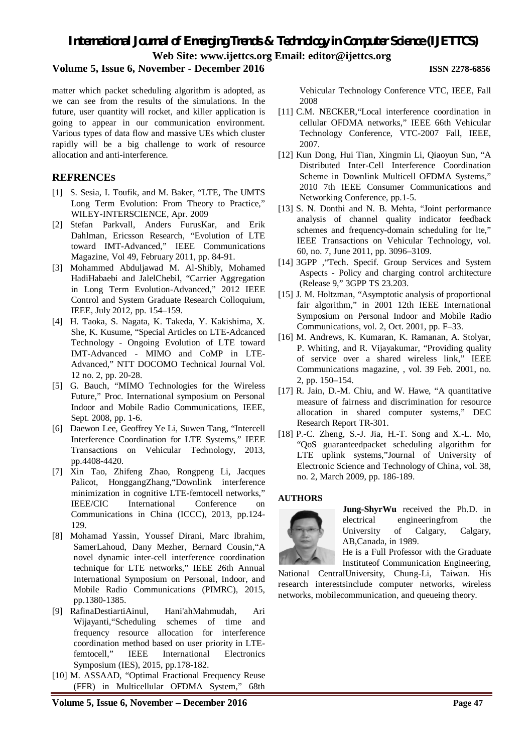matter which packet scheduling algorithm is adopted, as we can see from the results of the simulations. In the future, user quantity will rocket, and killer application is going to appear in our communication environment. Various types of data flow and massive UEs which cluster rapidly will be a big challenge to work of resource allocation and anti-interference.

## REFRENCES

[1] S. Sesia, I. Toufik, and M. Baker, "LTE, The UMTS Long Term Evolution: From Theory to Practice," WILEY-INTERSCIENCE, Apr. 2009

[2] Stefan Parkvall, Anders FurusKar, and Erik Dahlman, Ericsson Research, "Evolution of LTE toward IMT-Advanced," IEEE Communications Magazine, Vol 49, February 2011, pp. 84-91.

[3] Mohammed Abduljawad M. Al-Shibly, Mohamed HadiHabaebi and JalelChebil, "Carrier Aggregation in Long Term Evolution-Advanced," 2012 IEEE Control and System Graduate Research Colloquium, IEEE, July 2012, pp. 154–159.

[4] H. Taoka, S. Nagata, K. Takeda, Y. Kakishima, X. She, K. Kusume, "Special Articles on LTE-Adcanced Technology - Ongoing Evolution of LTE toward IMT-Advanced - MIMO and CoMP in LTE-Advanced," NTT DOCOMO Technical Journal Vol. 12 no. 2, pp. 20-28.

[5] G. Bauch, "MIMO Technologies for the Wireless Future," Proc. International symposium on Personal Indoor and Mobile Radio Communications, IEEE, Sept. 2008, pp. 1-6.

[6] Daewon Lee, Geoffrey Ye Li, Suwen Tang, "Intercell Interference Coordination for LTE Systems," IEEE Transactions on Vehicular Technology, 2013, pp.4408-4420.

[7] Xin Tao, Zhifeng Zhao, Rongpeng Li, Jacques Palicot, HonggangZhang,"Downlink interference minimization in cognitive LTE-femtocell networks," IEEE/CIC International Conference on Communications in China (ICCC), 2013, pp.124-129.

[8] Mohamad Yassin, Youssef Dirani, Marc Ibrahim, SamerLahoud, Dany Mezher, Bernard Cousin,"A novel dynamic inter-cell interference coordination technique for LTE networks," IEEE 26th Annual International Symposium on Personal, Indoor, and Mobile Radio Communications (PIMRC), 2015, pp.1380-1385.

[9] RafinaDestiartiAinul, Hani'ahMahmudah, Ari Wijayanti,"Scheduling schemes of time and frequency resource allocation for interference coordination method based on user priority in LTE-femtocell," IEEE International Electronics Symposium (IES), 2015, pp.178-182.

[10] M. ASSAAD, "Optimal Fractional Frequency Reuse (FFR) in Multicellular OFDMA System," 68th Vehicular Technology Conference VTC, IEEE, Fall 2008

[11] C.M. NECKER,"Local interference coordination in cellular OFDMA networks," IEEE 66th Vehicular Technology Conference, VTC-2007 Fall, IEEE, 2007.

[12] Kun Dong, Hui Tian, Xingmin Li, Qiaoyun Sun, "A Distributed Inter-Cell Interference Coordination Scheme in Downlink Multicell OFDMA Systems," 2010 7th IEEE Consumer Communications and Networking Conference, pp.1-5.

[13] S. N. Donthi and N. B. Mehta, "Joint performance analysis of channel quality indicator feedback schemes and frequency-domain scheduling for lte," IEEE Transactions on Vehicular Technology, vol. 60, no. 7, June 2011, pp. 3096–3109.

[14] 3GPP ,"Tech. Specif. Group Services and System Aspects - Policy and charging control architecture (Release 9," 3GPP TS 23.203.

[15] J. M. Holtzman, "Asymptotic analysis of proportional fair algorithm," in 2001 12th IEEE International Symposium on Personal Indoor and Mobile Radio Communications, vol. 2, Oct. 2001, pp. F–33.

[16] M. Andrews, K. Kumaran, K. Ramanan, A. Stolyar, P. Whiting, and R. Vijayakumar, "Providing quality of service over a shared wireless link," IEEE Communications magazine, , vol. 39 Feb. 2001, no. 2, pp. 150–154.

[17] R. Jain, D.-M. Chiu, and W. Hawe, "A quantitative measure of fairness and discrimination for resource allocation in shared computer systems," DEC Research Report TR-301.

[18] P.-C. Zheng, S.-J. Jia, H.-T. Song and X.-L. Mo, "QoS guaranteedpacket scheduling algorithm for LTE uplink systems,"Journal of University of Electronic Science and Technology of China, vol. 38, no. 2, March 2009, pp. 186-189.

## AUTHORS

**Jung-ShyrWu** received the Ph.D. in electrical engineeringfrom the University of Calgary, Calgary, AB,Canada, in 1989.

He is a Full Professor with the Graduate Instituteof Communication Engineering, National CentralUniversity, Chung-Li, Taiwan. His research interestsinclude computer networks, wireless networks, mobilecommunication, and queueing theory.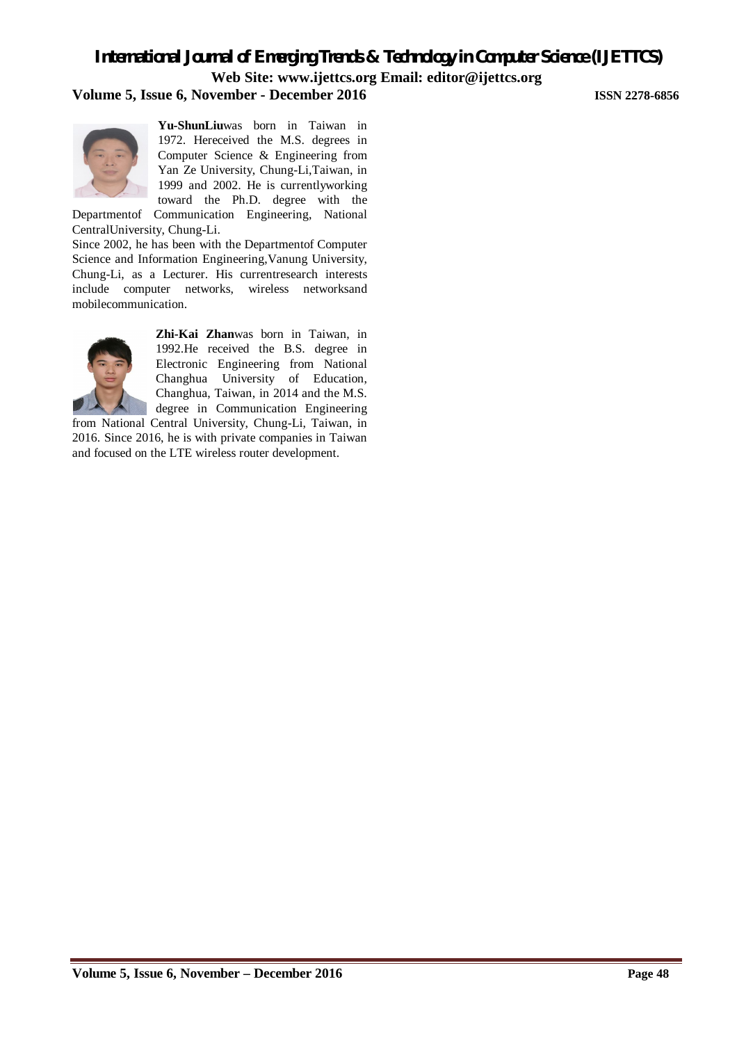**Yu-ShunLiu**was born in Taiwan in 1972. Hereceived the M.S. degrees in Computer Science & Engineering from Yan Ze University, Chung-Li,Taiwan, in 1999 and 2002. He is currentlyworking toward the Ph.D. degree with the Departmentof Communication Engineering, National CentralUniversity, Chung-Li.

Since 2002, he has been with the Departmentof Computer Science and Information Engineering,Vanung University, Chung-Li, as a Lecturer. His currentresearch interests include computer networks, wireless networksand mobilecommunication.

**Zhi-Kai Zhan**was born in Taiwan, in 1992.He received the B.S. degree in Electronic Engineering from National Changhua University of Education, Changhua, Taiwan, in 2014 and the M.S. degree in Communication Engineering from National Central University, Chung-Li, Taiwan, in 2016. Since 2016, he is with private companies in Taiwan and focused on the LTE wireless router development.